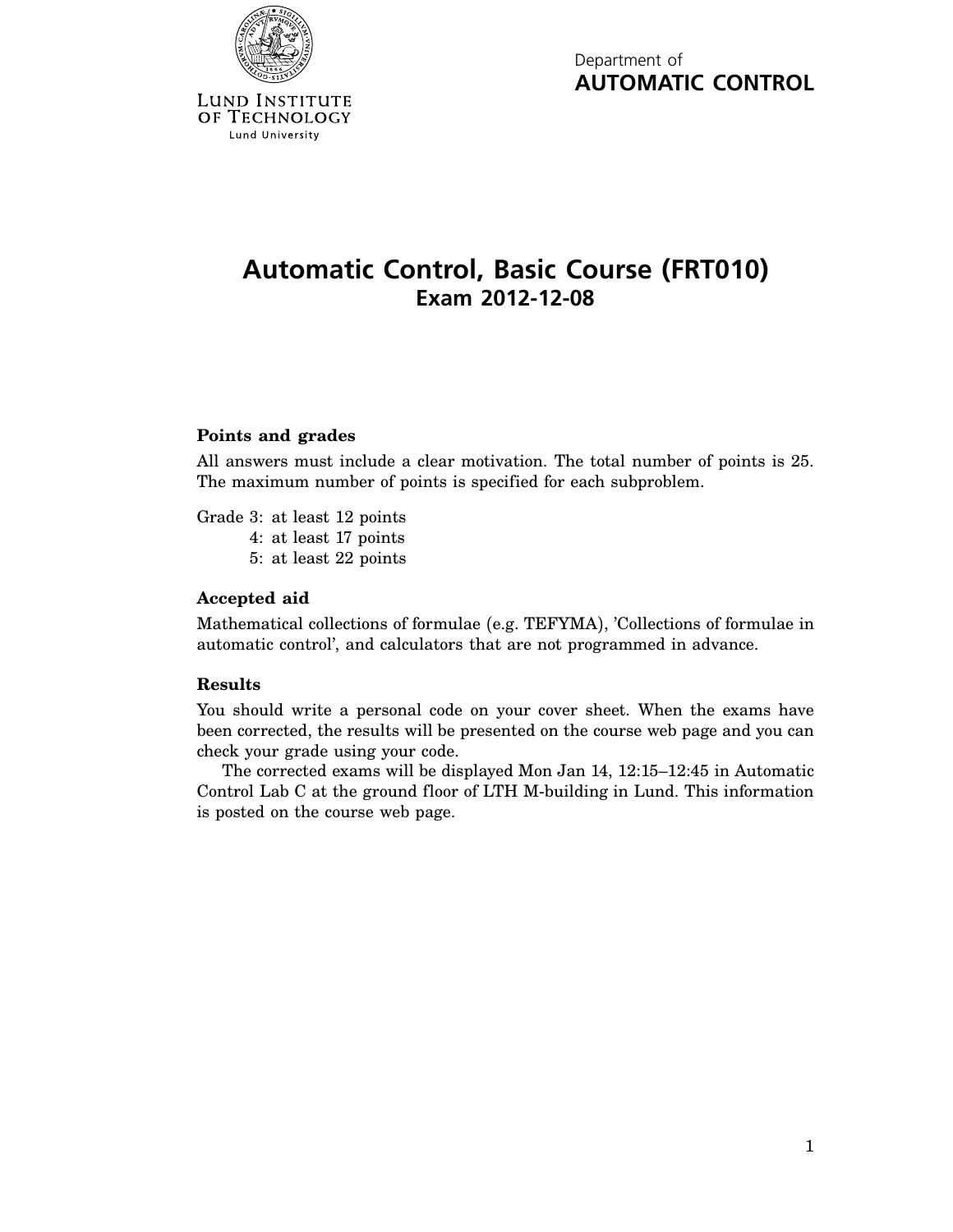Lund Institute of Technology
Lund University

Department of
**AUTOMATIC CONTROL**

# Automatic Control, Basic Course (FRT010)
## Exam 2012-12-08

### Points and grades

All answers must include a clear motivation. The total number of points is 25. The maximum number of points is specified for each subproblem.

Grade 3: at least 12 points
4: at least 17 points
5: at least 22 points

### Accepted aid

Mathematical collections of formulae (e.g. TEFYMA), 'Collections of formulae in automatic control', and calculators that are not programmed in advance.

### Results

You should write a personal code on your cover sheet. When the exams have been corrected, the results will be presented on the course web page and you can check your grade using your code.

The corrected exams will be displayed Mon Jan 14, 12:15–12:45 in Automatic Control Lab C at the ground floor of LTH M-building in Lund. This information is posted on the course web page.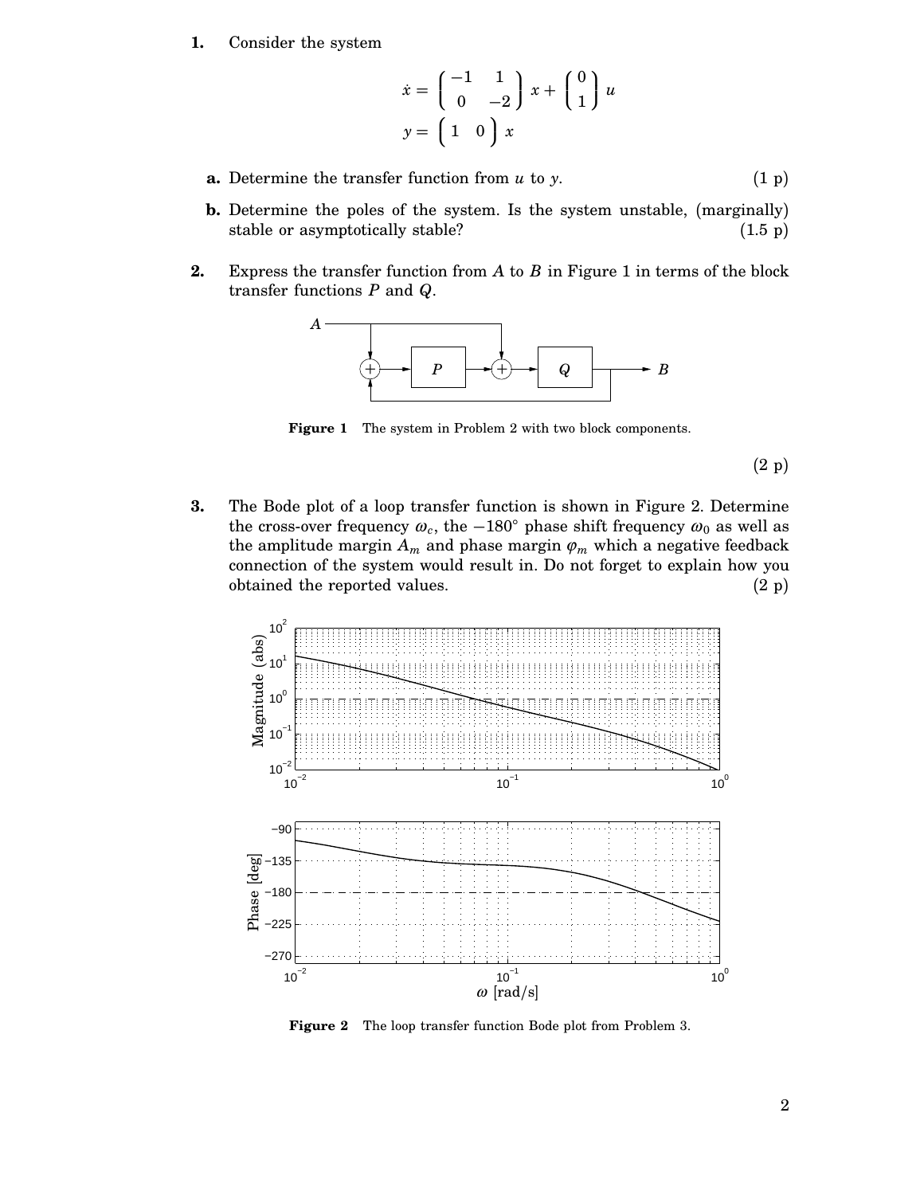**1.** Consider the system

$$\dot{x} = \begin{pmatrix} -1 & 1 \\ 0 & -2 \end{pmatrix} x + \begin{pmatrix} 0 \\ 1 \end{pmatrix} u$$

$$y = \begin{pmatrix} 1 & 0 \end{pmatrix} x$$

**a.** Determine the transfer function from $u$ to $y$. (1 p)

**b.** Determine the poles of the system. Is the system unstable, (marginally) stable or asymptotically stable? (1.5 p)

**2.** Express the transfer function from $A$ to $B$ in Figure 1 in terms of the block transfer functions $P$ and $Q$.

**Figure 1** The system in Problem 2 with two block components.

(2 p)

**3.** The Bode plot of a loop transfer function is shown in Figure 2. Determine the cross-over frequency $\omega_c$, the $-180°$ phase shift frequency $\omega_0$ as well as the amplitude margin $A_m$ and phase margin $\varphi_m$ which a negative feedback connection of the system would result in. Do not forget to explain how you obtained the reported values. (2 p)

**Figure 2** The loop transfer function Bode plot from Problem 3.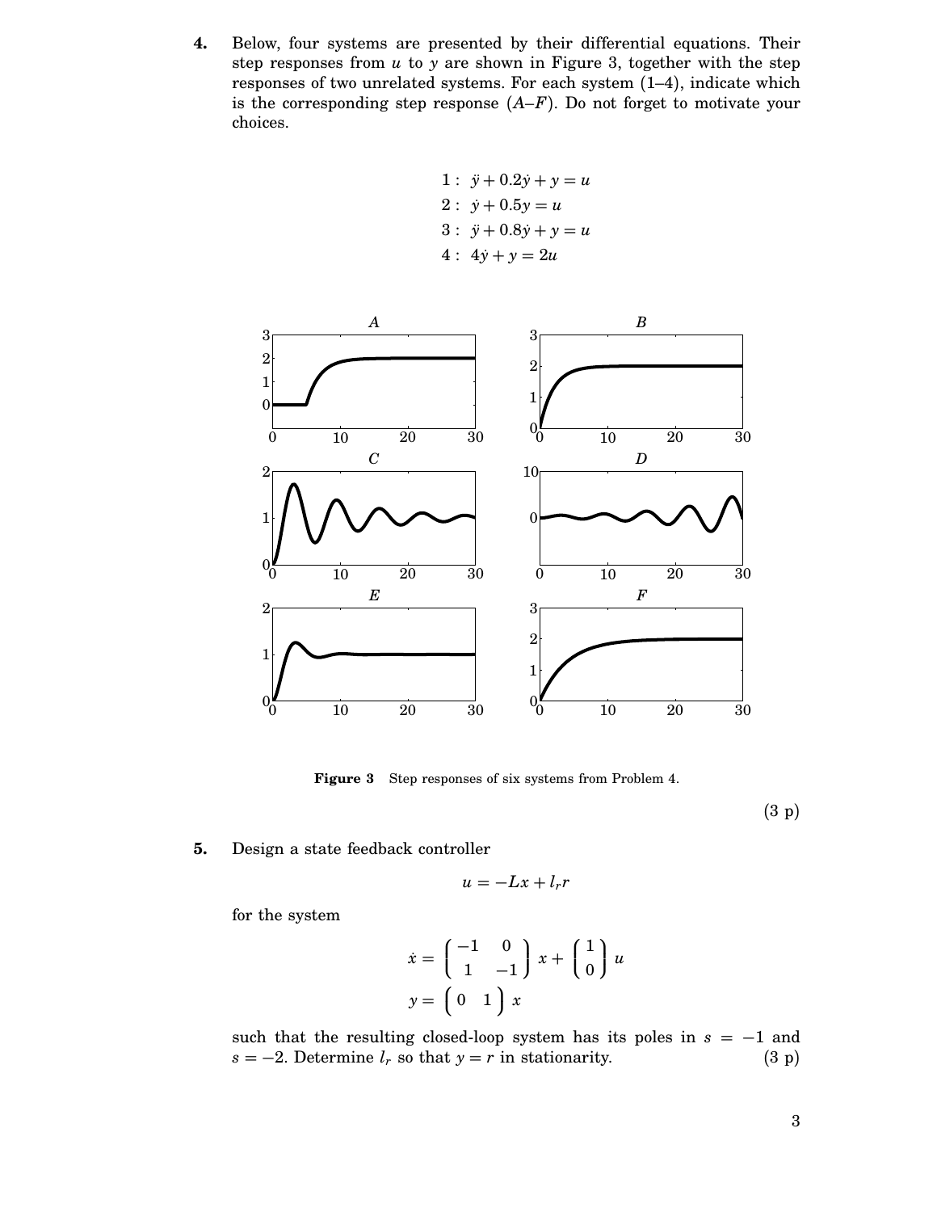**4.** Below, four systems are presented by their differential equations. Their step responses from $u$ to $y$ are shown in Figure 3, together with the step responses of two unrelated systems. For each system (1–4), indicate which is the corresponding step response ($A$–$F$). Do not forget to motivate your choices.

$$
\begin{aligned}
1 &: \ \ddot{y} + 0.2\dot{y} + y = u \\
2 &: \ \dot{y} + 0.5y = u \\
3 &: \ \ddot{y} + 0.8\dot{y} + y = u \\
4 &: \ 4\dot{y} + y = 2u
\end{aligned}
$$

**Figure 3** Step responses of six systems from Problem 4.

(3 p)

**5.** Design a state feedback controller

$$
u = -Lx + l_r r
$$

for the system

$$
\dot{x} = \begin{pmatrix} -1 & 0 \\ 1 & -1 \end{pmatrix} x + \begin{pmatrix} 1 \\ 0 \end{pmatrix} u
$$

$$
y = \begin{pmatrix} 0 & 1 \end{pmatrix} x
$$

such that the resulting closed-loop system has its poles in $s = -1$ and $s = -2$. Determine $l_r$ so that $y = r$ in stationarity. (3 p)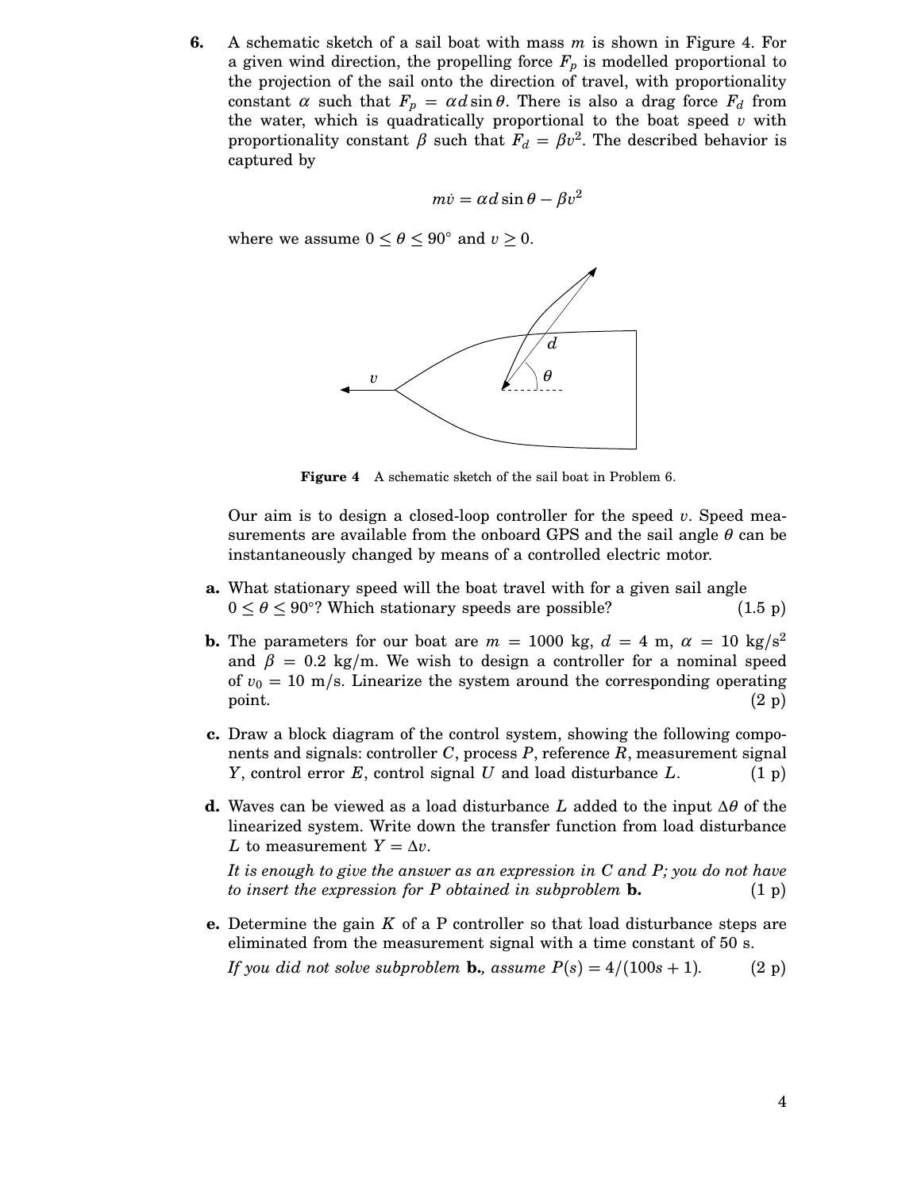**6.** A schematic sketch of a sail boat with mass $m$ is shown in Figure 4. For a given wind direction, the propelling force $F_p$ is modelled proportional to the projection of the sail onto the direction of travel, with proportionality constant $\alpha$ such that $F_p = \alpha d \sin\theta$. There is also a drag force $F_d$ from the water, which is quadratically proportional to the boat speed $v$ with proportionality constant $\beta$ such that $F_d = \beta v^2$. The described behavior is captured by

$$m\dot{v} = \alpha d \sin\theta - \beta v^2$$

where we assume $0 \leq \theta \leq 90°$ and $v \geq 0$.

**Figure 4** A schematic sketch of the sail boat in Problem 6.

Our aim is to design a closed-loop controller for the speed $v$. Speed measurements are available from the onboard GPS and the sail angle $\theta$ can be instantaneously changed by means of a controlled electric motor.

**a.** What stationary speed will the boat travel with for a given sail angle $0 \leq \theta \leq 90°$? Which stationary speeds are possible? (1.5 p)

**b.** The parameters for our boat are $m = 1000$ kg, $d = 4$ m, $\alpha = 10$ kg/s$^2$ and $\beta = 0.2$ kg/m. We wish to design a controller for a nominal speed of $v_0 = 10$ m/s. Linearize the system around the corresponding operating point. (2 p)

**c.** Draw a block diagram of the control system, showing the following components and signals: controller $C$, process $P$, reference $R$, measurement signal $Y$, control error $E$, control signal $U$ and load disturbance $L$. (1 p)

**d.** Waves can be viewed as a load disturbance $L$ added to the input $\Delta\theta$ of the linearized system. Write down the transfer function from load disturbance $L$ to measurement $Y = \Delta v$.

*It is enough to give the answer as an expression in $C$ and $P$; you do not have to insert the expression for $P$ obtained in subproblem* **b.** (1 p)

**e.** Determine the gain $K$ of a P controller so that load disturbance steps are eliminated from the measurement signal with a time constant of 50 s.

*If you did not solve subproblem* **b.**, *assume $P(s) = 4/(100s + 1)$.* (2 p)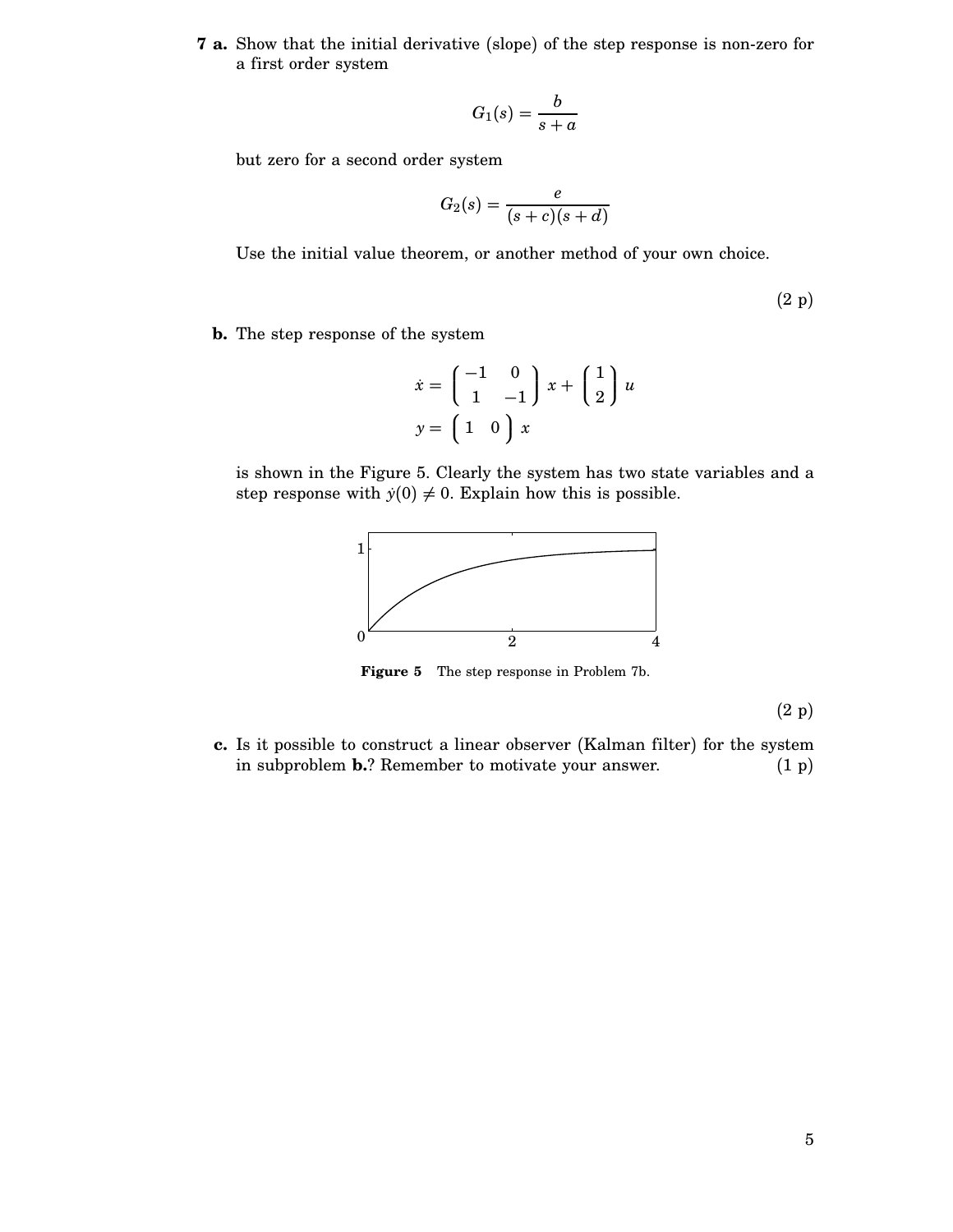**7 a.** Show that the initial derivative (slope) of the step response is non-zero for a first order system

$$G_1(s) = \frac{b}{s+a}$$

but zero for a second order system

$$G_2(s) = \frac{e}{(s+c)(s+d)}$$

Use the initial value theorem, or another method of your own choice.

(2 p)

**b.** The step response of the system

$$\dot{x} = \begin{pmatrix} -1 & 0 \\ 1 & -1 \end{pmatrix} x + \begin{pmatrix} 1 \\ 2 \end{pmatrix} u$$

$$y = \begin{pmatrix} 1 & 0 \end{pmatrix} x$$

is shown in the Figure 5. Clearly the system has two state variables and a step response with $\dot{y}(0) \neq 0$. Explain how this is possible.

1
0
2
4

**Figure 5** The step response in Problem 7b.

(2 p)

**c.** Is it possible to construct a linear observer (Kalman filter) for the system in subproblem **b.**? Remember to motivate your answer. (1 p)